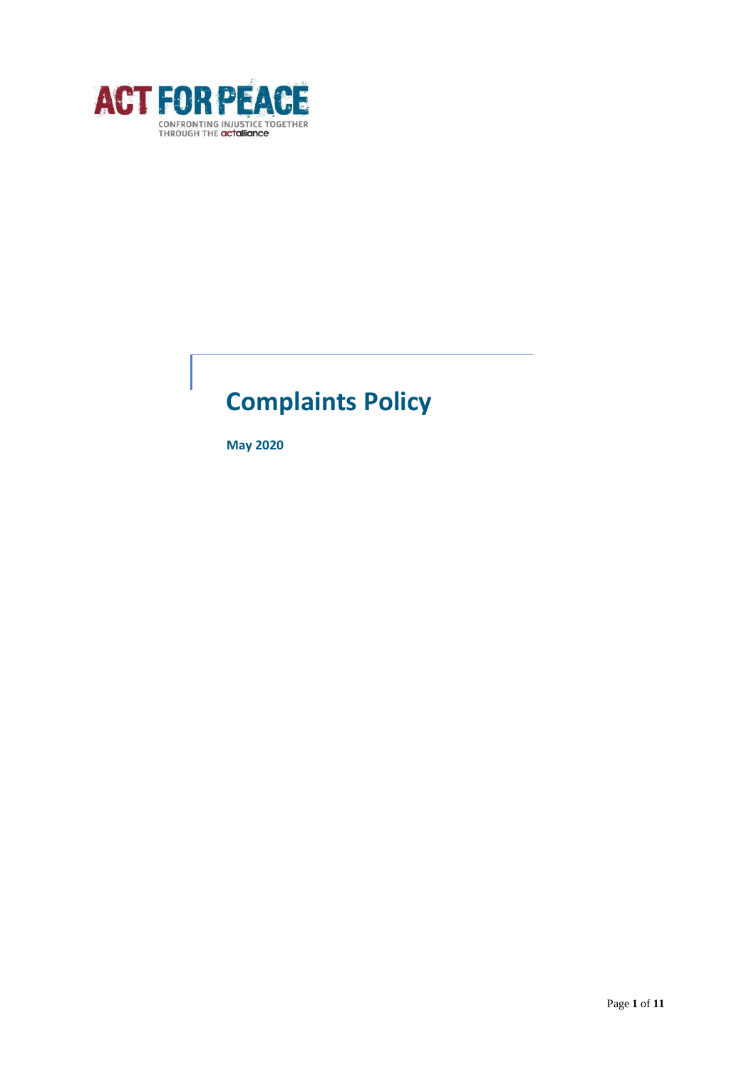ACT FOR PEACE

CONFRONTING INJUSTICE TOGETHER THROUGH THE actalliance

# Complaints Policy

**May 2020**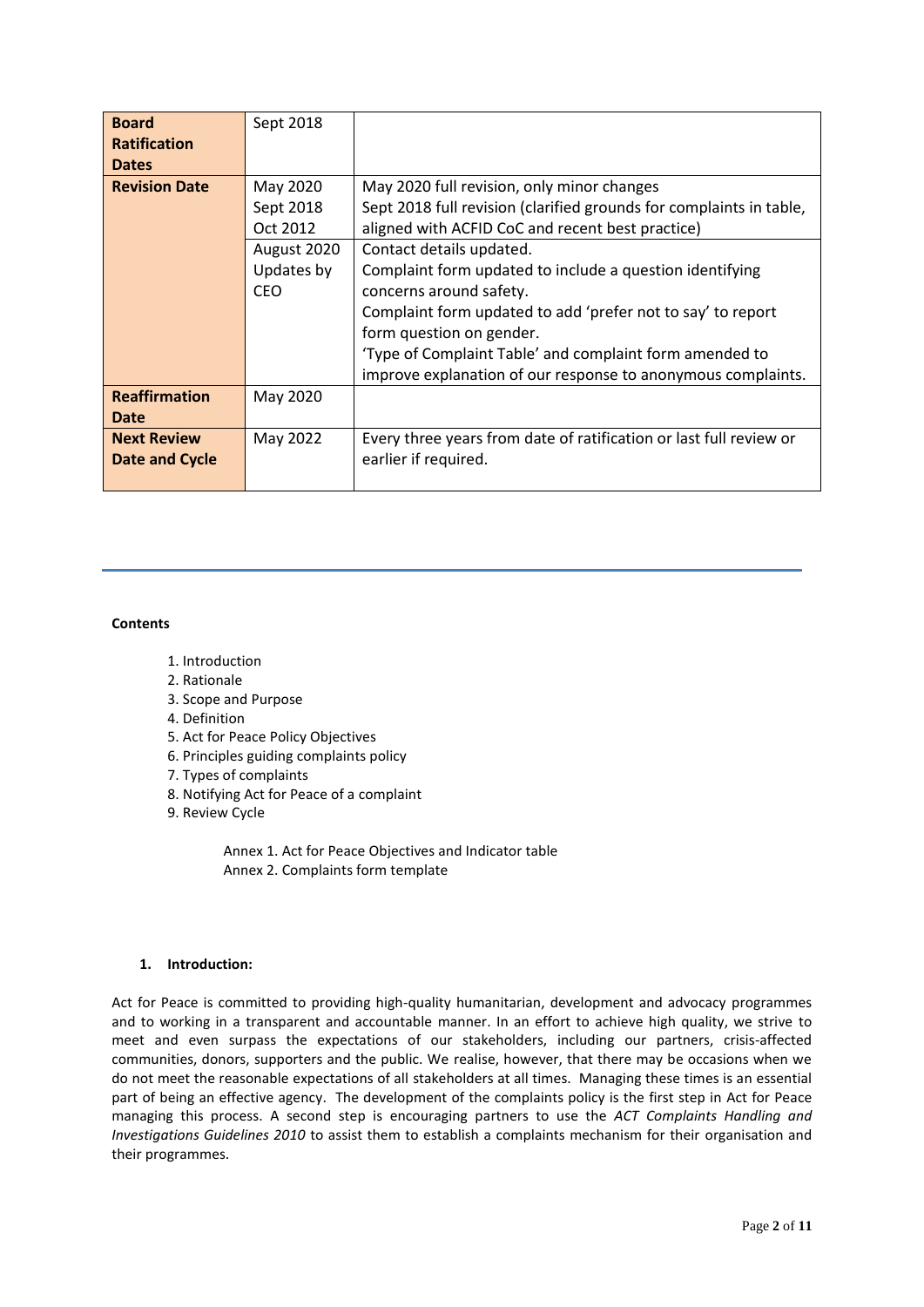| **Board Ratification Dates** | Sept 2018 | |
|---|---|---|
| **Revision Date** | May 2020<br>Sept 2018<br>Oct 2012 | May 2020 full revision, only minor changes<br>Sept 2018 full revision (clarified grounds for complaints in table, aligned with ACFID CoC and recent best practice) |
| | August 2020<br>Updates by CEO | Contact details updated.<br>Complaint form updated to include a question identifying concerns around safety.<br>Complaint form updated to add 'prefer not to say' to report form question on gender.<br>'Type of Complaint Table' and complaint form amended to improve explanation of our response to anonymous complaints. |
| **Reaffirmation Date** | May 2020 | |
| **Next Review Date and Cycle** | May 2022 | Every three years from date of ratification or last full review or earlier if required. |

**Contents**

1. Introduction
2. Rationale
3. Scope and Purpose
4. Definition
5. Act for Peace Policy Objectives
6. Principles guiding complaints policy
7. Types of complaints
8. Notifying Act for Peace of a complaint
9. Review Cycle

Annex 1. Act for Peace Objectives and Indicator table
Annex 2. Complaints form template

## 1. Introduction:

Act for Peace is committed to providing high-quality humanitarian, development and advocacy programmes and to working in a transparent and accountable manner. In an effort to achieve high quality, we strive to meet and even surpass the expectations of our stakeholders, including our partners, crisis-affected communities, donors, supporters and the public. We realise, however, that there may be occasions when we do not meet the reasonable expectations of all stakeholders at all times. Managing these times is an essential part of being an effective agency. The development of the complaints policy is the first step in Act for Peace managing this process. A second step is encouraging partners to use the *ACT Complaints Handling and Investigations Guidelines 2010* to assist them to establish a complaints mechanism for their organisation and their programmes.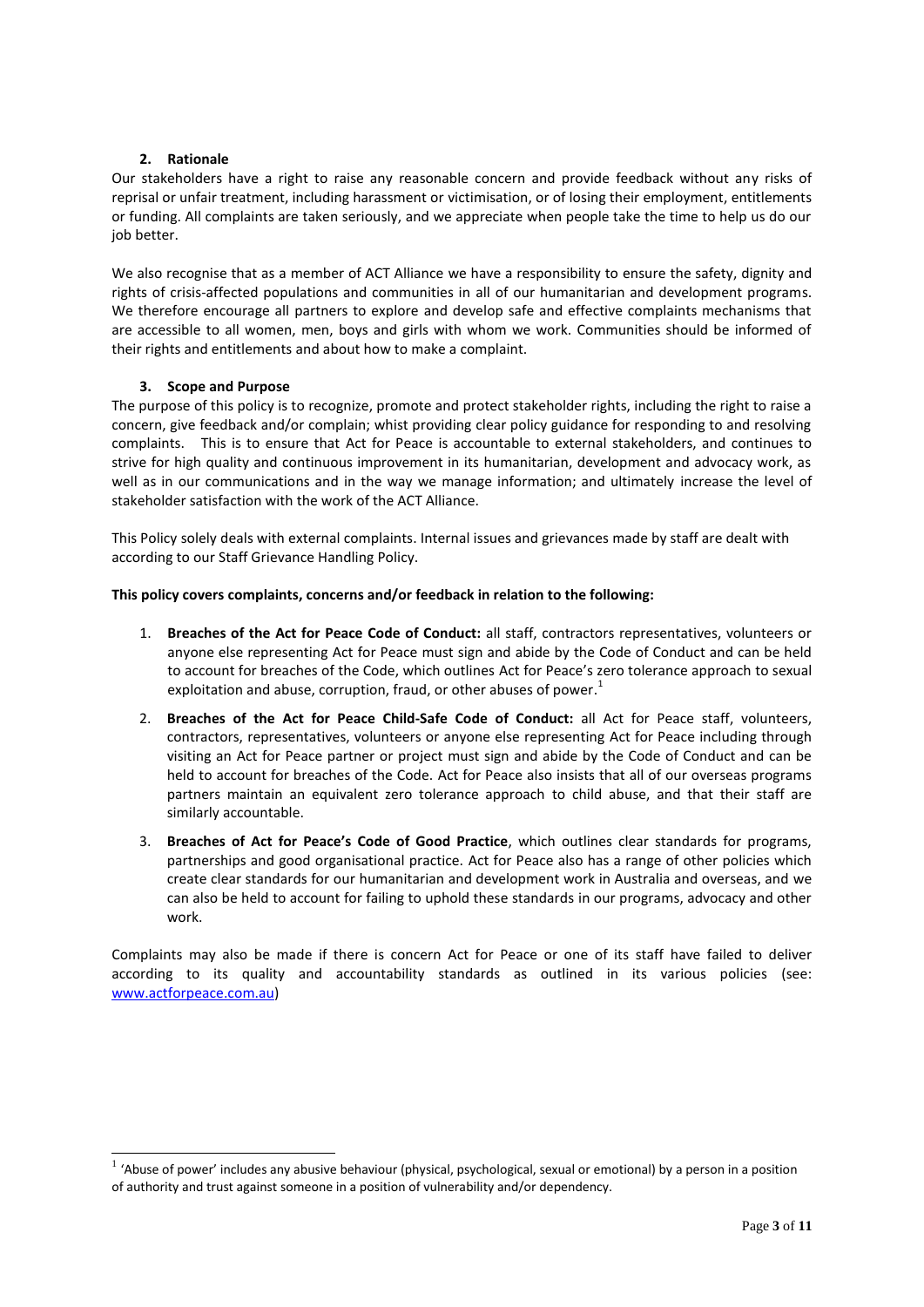## 2. Rationale

Our stakeholders have a right to raise any reasonable concern and provide feedback without any risks of reprisal or unfair treatment, including harassment or victimisation, or of losing their employment, entitlements or funding. All complaints are taken seriously, and we appreciate when people take the time to help us do our job better.

We also recognise that as a member of ACT Alliance we have a responsibility to ensure the safety, dignity and rights of crisis-affected populations and communities in all of our humanitarian and development programs. We therefore encourage all partners to explore and develop safe and effective complaints mechanisms that are accessible to all women, men, boys and girls with whom we work. Communities should be informed of their rights and entitlements and about how to make a complaint.

## 3. Scope and Purpose

The purpose of this policy is to recognize, promote and protect stakeholder rights, including the right to raise a concern, give feedback and/or complain; whist providing clear policy guidance for responding to and resolving complaints. This is to ensure that Act for Peace is accountable to external stakeholders, and continues to strive for high quality and continuous improvement in its humanitarian, development and advocacy work, as well as in our communications and in the way we manage information; and ultimately increase the level of stakeholder satisfaction with the work of the ACT Alliance.

This Policy solely deals with external complaints. Internal issues and grievances made by staff are dealt with according to our Staff Grievance Handling Policy.

**This policy covers complaints, concerns and/or feedback in relation to the following:**

1. **Breaches of the Act for Peace Code of Conduct:** all staff, contractors representatives, volunteers or anyone else representing Act for Peace must sign and abide by the Code of Conduct and can be held to account for breaches of the Code, which outlines Act for Peace's zero tolerance approach to sexual exploitation and abuse, corruption, fraud, or other abuses of power.[1]
2. **Breaches of the Act for Peace Child-Safe Code of Conduct:** all Act for Peace staff, volunteers, contractors, representatives, volunteers or anyone else representing Act for Peace including through visiting an Act for Peace partner or project must sign and abide by the Code of Conduct and can be held to account for breaches of the Code. Act for Peace also insists that all of our overseas programs partners maintain an equivalent zero tolerance approach to child abuse, and that their staff are similarly accountable.
3. **Breaches of Act for Peace's Code of Good Practice**, which outlines clear standards for programs, partnerships and good organisational practice. Act for Peace also has a range of other policies which create clear standards for our humanitarian and development work in Australia and overseas, and we can also be held to account for failing to uphold these standards in our programs, advocacy and other work.

Complaints may also be made if there is concern Act for Peace or one of its staff have failed to deliver according to its quality and accountability standards as outlined in its various policies (see: www.actforpeace.com.au)

[1] 'Abuse of power' includes any abusive behaviour (physical, psychological, sexual or emotional) by a person in a position of authority and trust against someone in a position of vulnerability and/or dependency.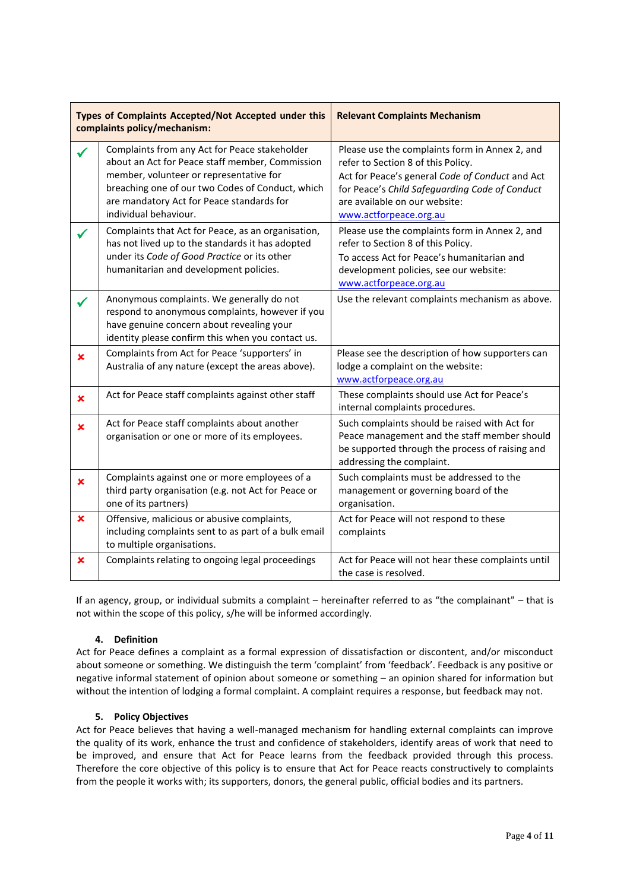| | Types of Complaints Accepted/Not Accepted under this complaints policy/mechanism: | Relevant Complaints Mechanism |
|---|---|---|
| ✓ | Complaints from any Act for Peace stakeholder about an Act for Peace staff member, Commission member, volunteer or representative for breaching one of our two Codes of Conduct, which are mandatory Act for Peace standards for individual behaviour. | Please use the complaints form in Annex 2, and refer to Section 8 of this Policy. Act for Peace's general *Code of Conduct* and Act for Peace's *Child Safeguarding Code of Conduct* are available on our website: www.actforpeace.org.au |
| ✓ | Complaints that Act for Peace, as an organisation, has not lived up to the standards it has adopted under its *Code of Good Practice* or its other humanitarian and development policies. | Please use the complaints form in Annex 2, and refer to Section 8 of this Policy. To access Act for Peace's humanitarian and development policies, see our website: www.actforpeace.org.au |
| ✓ | Anonymous complaints. We generally do not respond to anonymous complaints, however if you have genuine concern about revealing your identity please confirm this when you contact us. | Use the relevant complaints mechanism as above. |
| ✗ | Complaints from Act for Peace 'supporters' in Australia of any nature (except the areas above). | Please see the description of how supporters can lodge a complaint on the website: www.actforpeace.org.au |
| ✗ | Act for Peace staff complaints against other staff | These complaints should use Act for Peace's internal complaints procedures. |
| ✗ | Act for Peace staff complaints about another organisation or one or more of its employees. | Such complaints should be raised with Act for Peace management and the staff member should be supported through the process of raising and addressing the complaint. |
| ✗ | Complaints against one or more employees of a third party organisation (e.g. not Act for Peace or one of its partners) | Such complaints must be addressed to the management or governing board of the organisation. |
| ✗ | Offensive, malicious or abusive complaints, including complaints sent to as part of a bulk email to multiple organisations. | Act for Peace will not respond to these complaints |
| ✗ | Complaints relating to ongoing legal proceedings | Act for Peace will not hear these complaints until the case is resolved. |

If an agency, group, or individual submits a complaint – hereinafter referred to as "the complainant" – that is not within the scope of this policy, s/he will be informed accordingly.

## 4. Definition

Act for Peace defines a complaint as a formal expression of dissatisfaction or discontent, and/or misconduct about someone or something. We distinguish the term 'complaint' from 'feedback'. Feedback is any positive or negative informal statement of opinion about someone or something – an opinion shared for information but without the intention of lodging a formal complaint. A complaint requires a response, but feedback may not.

## 5. Policy Objectives

Act for Peace believes that having a well-managed mechanism for handling external complaints can improve the quality of its work, enhance the trust and confidence of stakeholders, identify areas of work that need to be improved, and ensure that Act for Peace learns from the feedback provided through this process. Therefore the core objective of this policy is to ensure that Act for Peace reacts constructively to complaints from the people it works with; its supporters, donors, the general public, official bodies and its partners.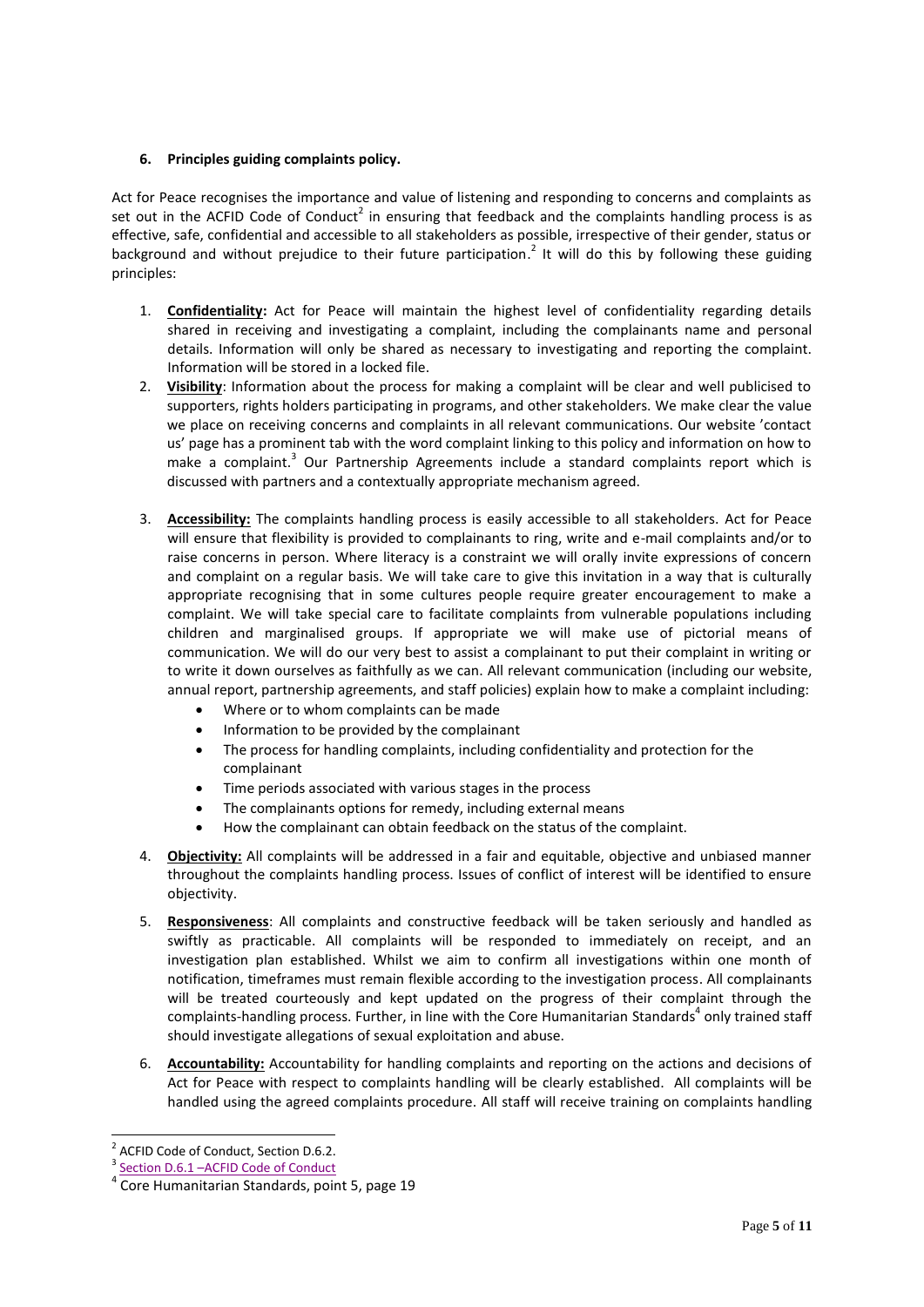## 6. Principles guiding complaints policy.

Act for Peace recognises the importance and value of listening and responding to concerns and complaints as set out in the ACFID Code of Conduct[2] in ensuring that feedback and the complaints handling process is as effective, safe, confidential and accessible to all stakeholders as possible, irrespective of their gender, status or background and without prejudice to their future participation.[2] It will do this by following these guiding principles:

1. **Confidentiality:** Act for Peace will maintain the highest level of confidentiality regarding details shared in receiving and investigating a complaint, including the complainants name and personal details. Information will only be shared as necessary to investigating and reporting the complaint. Information will be stored in a locked file.
2. **Visibility**: Information about the process for making a complaint will be clear and well publicised to supporters, rights holders participating in programs, and other stakeholders. We make clear the value we place on receiving concerns and complaints in all relevant communications. Our website 'contact us' page has a prominent tab with the word complaint linking to this policy and information on how to make a complaint.[3] Our Partnership Agreements include a standard complaints report which is discussed with partners and a contextually appropriate mechanism agreed.
3. **Accessibility:** The complaints handling process is easily accessible to all stakeholders. Act for Peace will ensure that flexibility is provided to complainants to ring, write and e-mail complaints and/or to raise concerns in person. Where literacy is a constraint we will orally invite expressions of concern and complaint on a regular basis. We will take care to give this invitation in a way that is culturally appropriate recognising that in some cultures people require greater encouragement to make a complaint. We will take special care to facilitate complaints from vulnerable populations including children and marginalised groups. If appropriate we will make use of pictorial means of communication. We will do our very best to assist a complainant to put their complaint in writing or to write it down ourselves as faithfully as we can. All relevant communication (including our website, annual report, partnership agreements, and staff policies) explain how to make a complaint including:
   - Where or to whom complaints can be made
   - Information to be provided by the complainant
   - The process for handling complaints, including confidentiality and protection for the complainant
   - Time periods associated with various stages in the process
   - The complainants options for remedy, including external means
   - How the complainant can obtain feedback on the status of the complaint.
4. **Objectivity:** All complaints will be addressed in a fair and equitable, objective and unbiased manner throughout the complaints handling process. Issues of conflict of interest will be identified to ensure objectivity.
5. **Responsiveness**: All complaints and constructive feedback will be taken seriously and handled as swiftly as practicable. All complaints will be responded to immediately on receipt, and an investigation plan established. Whilst we aim to confirm all investigations within one month of notification, timeframes must remain flexible according to the investigation process. All complainants will be treated courteously and kept updated on the progress of their complaint through the complaints-handling process. Further, in line with the Core Humanitarian Standards[4] only trained staff should investigate allegations of sexual exploitation and abuse.
6. **Accountability:** Accountability for handling complaints and reporting on the actions and decisions of Act for Peace with respect to complaints handling will be clearly established. All complaints will be handled using the agreed complaints procedure. All staff will receive training on complaints handling

---

[2] ACFID Code of Conduct, Section D.6.2.

[3] Section D.6.1 –ACFID Code of Conduct

[4] Core Humanitarian Standards, point 5, page 19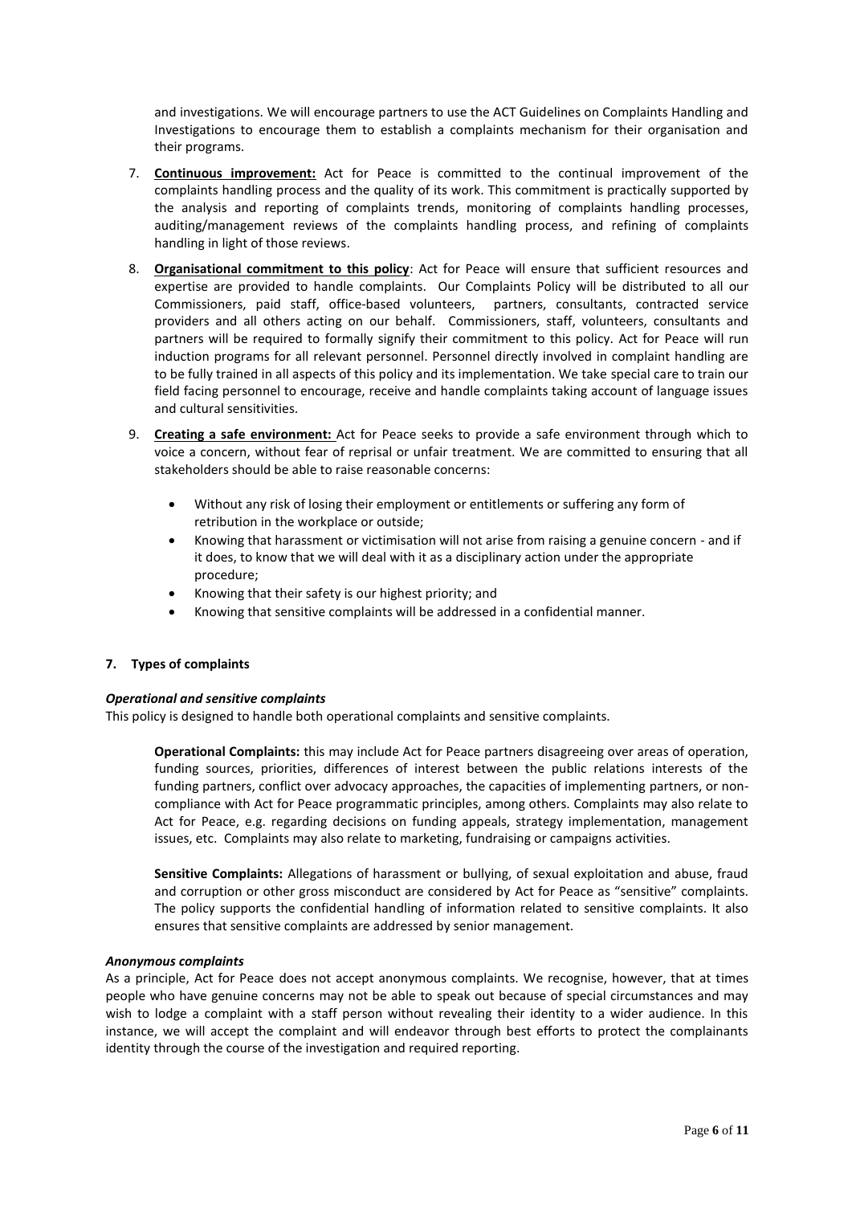and investigations. We will encourage partners to use the ACT Guidelines on Complaints Handling and Investigations to encourage them to establish a complaints mechanism for their organisation and their programs.

7. **Continuous improvement:** Act for Peace is committed to the continual improvement of the complaints handling process and the quality of its work. This commitment is practically supported by the analysis and reporting of complaints trends, monitoring of complaints handling processes, auditing/management reviews of the complaints handling process, and refining of complaints handling in light of those reviews.

8. **Organisational commitment to this policy**: Act for Peace will ensure that sufficient resources and expertise are provided to handle complaints. Our Complaints Policy will be distributed to all our Commissioners, paid staff, office-based volunteers, partners, consultants, contracted service providers and all others acting on our behalf. Commissioners, staff, volunteers, consultants and partners will be required to formally signify their commitment to this policy. Act for Peace will run induction programs for all relevant personnel. Personnel directly involved in complaint handling are to be fully trained in all aspects of this policy and its implementation. We take special care to train our field facing personnel to encourage, receive and handle complaints taking account of language issues and cultural sensitivities.

9. **Creating a safe environment:** Act for Peace seeks to provide a safe environment through which to voice a concern, without fear of reprisal or unfair treatment. We are committed to ensuring that all stakeholders should be able to raise reasonable concerns:

   - Without any risk of losing their employment or entitlements or suffering any form of retribution in the workplace or outside;
   - Knowing that harassment or victimisation will not arise from raising a genuine concern - and if it does, to know that we will deal with it as a disciplinary action under the appropriate procedure;
   - Knowing that their safety is our highest priority; and
   - Knowing that sensitive complaints will be addressed in a confidential manner.

## 7. Types of complaints

***Operational and sensitive complaints***

This policy is designed to handle both operational complaints and sensitive complaints.

**Operational Complaints:** this may include Act for Peace partners disagreeing over areas of operation, funding sources, priorities, differences of interest between the public relations interests of the funding partners, conflict over advocacy approaches, the capacities of implementing partners, or non-compliance with Act for Peace programmatic principles, among others. Complaints may also relate to Act for Peace, e.g. regarding decisions on funding appeals, strategy implementation, management issues, etc. Complaints may also relate to marketing, fundraising or campaigns activities.

**Sensitive Complaints:** Allegations of harassment or bullying, of sexual exploitation and abuse, fraud and corruption or other gross misconduct are considered by Act for Peace as "sensitive" complaints. The policy supports the confidential handling of information related to sensitive complaints. It also ensures that sensitive complaints are addressed by senior management.

***Anonymous complaints***

As a principle, Act for Peace does not accept anonymous complaints. We recognise, however, that at times people who have genuine concerns may not be able to speak out because of special circumstances and may wish to lodge a complaint with a staff person without revealing their identity to a wider audience. In this instance, we will accept the complaint and will endeavor through best efforts to protect the complainants identity through the course of the investigation and required reporting.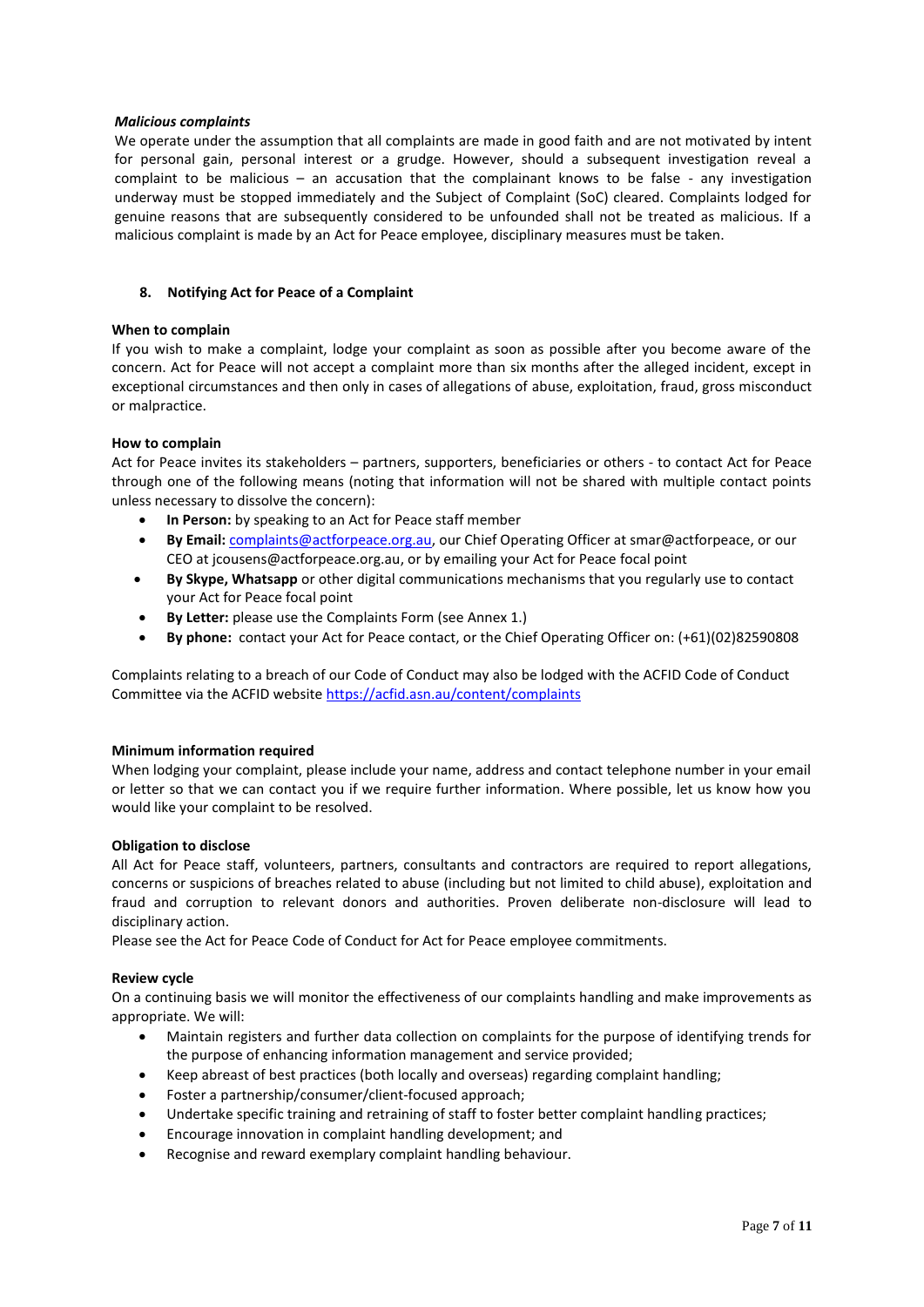***Malicious complaints***

We operate under the assumption that all complaints are made in good faith and are not motivated by intent for personal gain, personal interest or a grudge. However, should a subsequent investigation reveal a complaint to be malicious – an accusation that the complainant knows to be false - any investigation underway must be stopped immediately and the Subject of Complaint (SoC) cleared. Complaints lodged for genuine reasons that are subsequently considered to be unfounded shall not be treated as malicious. If a malicious complaint is made by an Act for Peace employee, disciplinary measures must be taken.

## 8. Notifying Act for Peace of a Complaint

**When to complain**

If you wish to make a complaint, lodge your complaint as soon as possible after you become aware of the concern. Act for Peace will not accept a complaint more than six months after the alleged incident, except in exceptional circumstances and then only in cases of allegations of abuse, exploitation, fraud, gross misconduct or malpractice.

**How to complain**

Act for Peace invites its stakeholders – partners, supporters, beneficiaries or others - to contact Act for Peace through one of the following means (noting that information will not be shared with multiple contact points unless necessary to dissolve the concern):

- **In Person:** by speaking to an Act for Peace staff member
- **By Email:** complaints@actforpeace.org.au, our Chief Operating Officer at smar@actforpeace, or our CEO at jcousens@actforpeace.org.au, or by emailing your Act for Peace focal point
- **By Skype, Whatsapp** or other digital communications mechanisms that you regularly use to contact your Act for Peace focal point
- **By Letter:** please use the Complaints Form (see Annex 1.)
- **By phone:** contact your Act for Peace contact, or the Chief Operating Officer on: (+61)(02)82590808

Complaints relating to a breach of our Code of Conduct may also be lodged with the ACFID Code of Conduct Committee via the ACFID website https://acfid.asn.au/content/complaints

**Minimum information required**

When lodging your complaint, please include your name, address and contact telephone number in your email or letter so that we can contact you if we require further information. Where possible, let us know how you would like your complaint to be resolved.

**Obligation to disclose**

All Act for Peace staff, volunteers, partners, consultants and contractors are required to report allegations, concerns or suspicions of breaches related to abuse (including but not limited to child abuse), exploitation and fraud and corruption to relevant donors and authorities. Proven deliberate non-disclosure will lead to disciplinary action.

Please see the Act for Peace Code of Conduct for Act for Peace employee commitments.

**Review cycle**

On a continuing basis we will monitor the effectiveness of our complaints handling and make improvements as appropriate. We will:

- Maintain registers and further data collection on complaints for the purpose of identifying trends for the purpose of enhancing information management and service provided;
- Keep abreast of best practices (both locally and overseas) regarding complaint handling;
- Foster a partnership/consumer/client-focused approach;
- Undertake specific training and retraining of staff to foster better complaint handling practices;
- Encourage innovation in complaint handling development; and
- Recognise and reward exemplary complaint handling behaviour.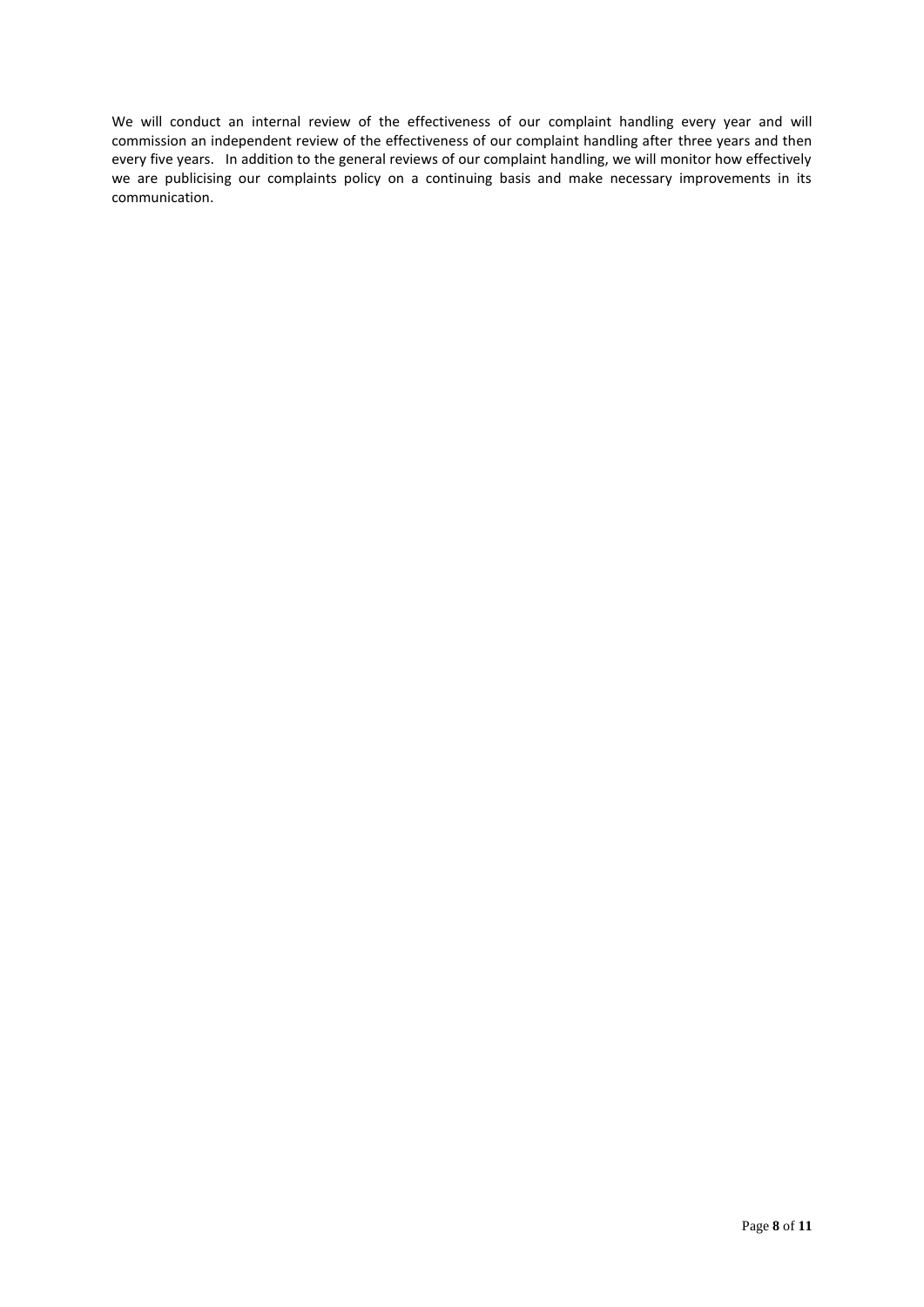We will conduct an internal review of the effectiveness of our complaint handling every year and will commission an independent review of the effectiveness of our complaint handling after three years and then every five years. In addition to the general reviews of our complaint handling, we will monitor how effectively we are publicising our complaints policy on a continuing basis and make necessary improvements in its communication.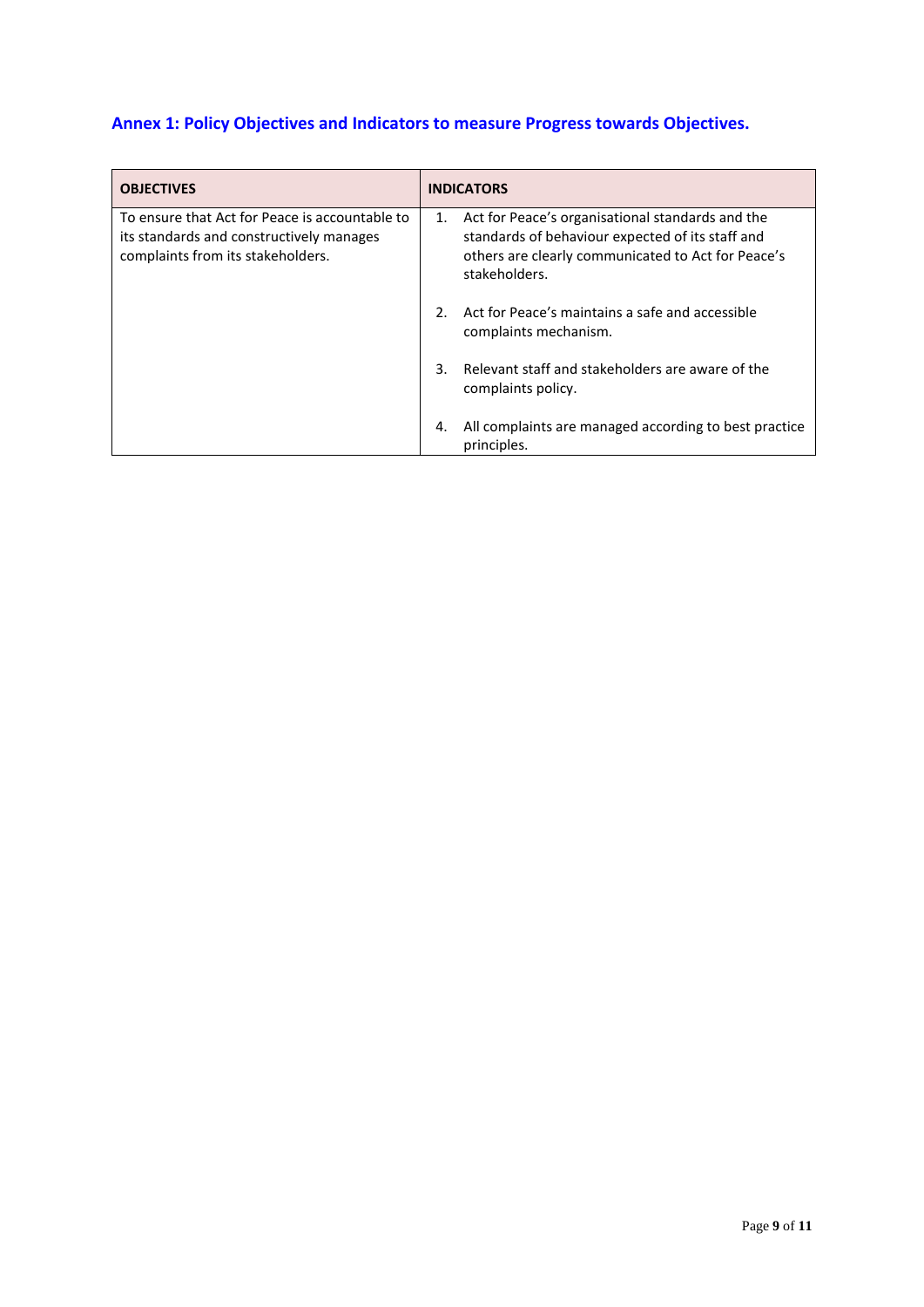## Annex 1: Policy Objectives and Indicators to measure Progress towards Objectives.

| OBJECTIVES | INDICATORS |
|---|---|
| To ensure that Act for Peace is accountable to its standards and constructively manages complaints from its stakeholders. | 1. Act for Peace's organisational standards and the standards of behaviour expected of its staff and others are clearly communicated to Act for Peace's stakeholders.<br><br>2. Act for Peace's maintains a safe and accessible complaints mechanism.<br><br>3. Relevant staff and stakeholders are aware of the complaints policy.<br><br>4. All complaints are managed according to best practice principles. |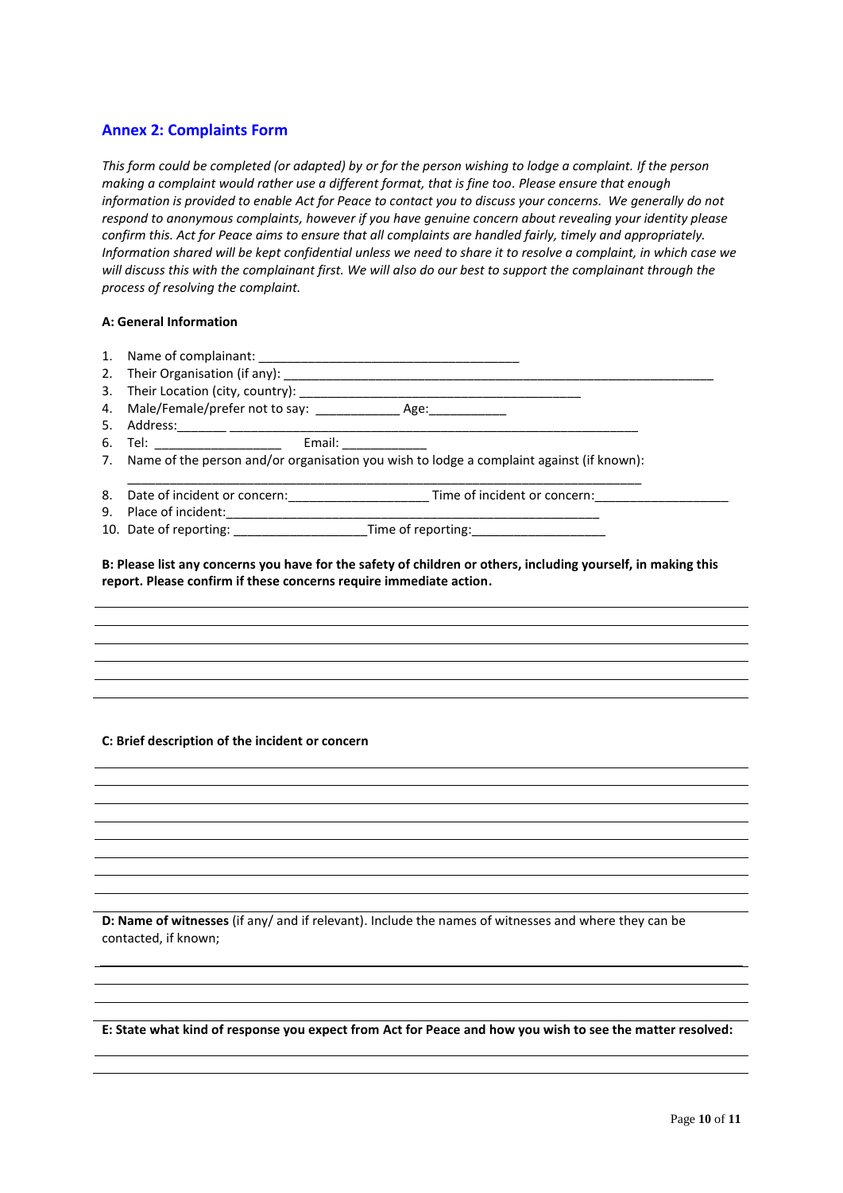## Annex 2: Complaints Form

*This form could be completed (or adapted) by or for the person wishing to lodge a complaint. If the person making a complaint would rather use a different format, that is fine too. Please ensure that enough information is provided to enable Act for Peace to contact you to discuss your concerns. We generally do not respond to anonymous complaints, however if you have genuine concern about revealing your identity please confirm this. Act for Peace aims to ensure that all complaints are handled fairly, timely and appropriately. Information shared will be kept confidential unless we need to share it to resolve a complaint, in which case we will discuss this with the complainant first. We will also do our best to support the complainant through the process of resolving the complaint.*

**A: General Information**

1. Name of complainant: ______________________________________
2. Their Organisation (if any): ______________________________________________________________
3. Their Location (city, country): _________________________________________
4. Male/Female/prefer not to say: ____________ Age:___________
5. Address:_______ _____________________________________________________________
6. Tel: __________________ Email: ____________
7. Name of the person and/or organisation you wish to lodge a complaint against (if known):
   ___________________________________________________________________________
8. Date of incident or concern:____________________ Time of incident or concern:___________________
9. Place of incident:_______________________________________________________
10. Date of reporting: ___________________Time of reporting:___________________

**B: Please list any concerns you have for the safety of children or others, including yourself, in making this report. Please confirm if these concerns require immediate action.**

______________________________________________________________________________
______________________________________________________________________________
______________________________________________________________________________
______________________________________________________________________________
______________________________________________________________________________

**C: Brief description of the incident or concern**

______________________________________________________________________________
______________________________________________________________________________
______________________________________________________________________________
______________________________________________________________________________
______________________________________________________________________________
______________________________________________________________________________
______________________________________________________________________________
______________________________________________________________________________

**D: Name of witnesses** (if any/ and if relevant). Include the names of witnesses and where they can be contacted, if known;

______________________________________________________________________________
______________________________________________________________________________
______________________________________________________________________________

**E: State what kind of response you expect from Act for Peace and how you wish to see the matter resolved:**

______________________________________________________________________________
______________________________________________________________________________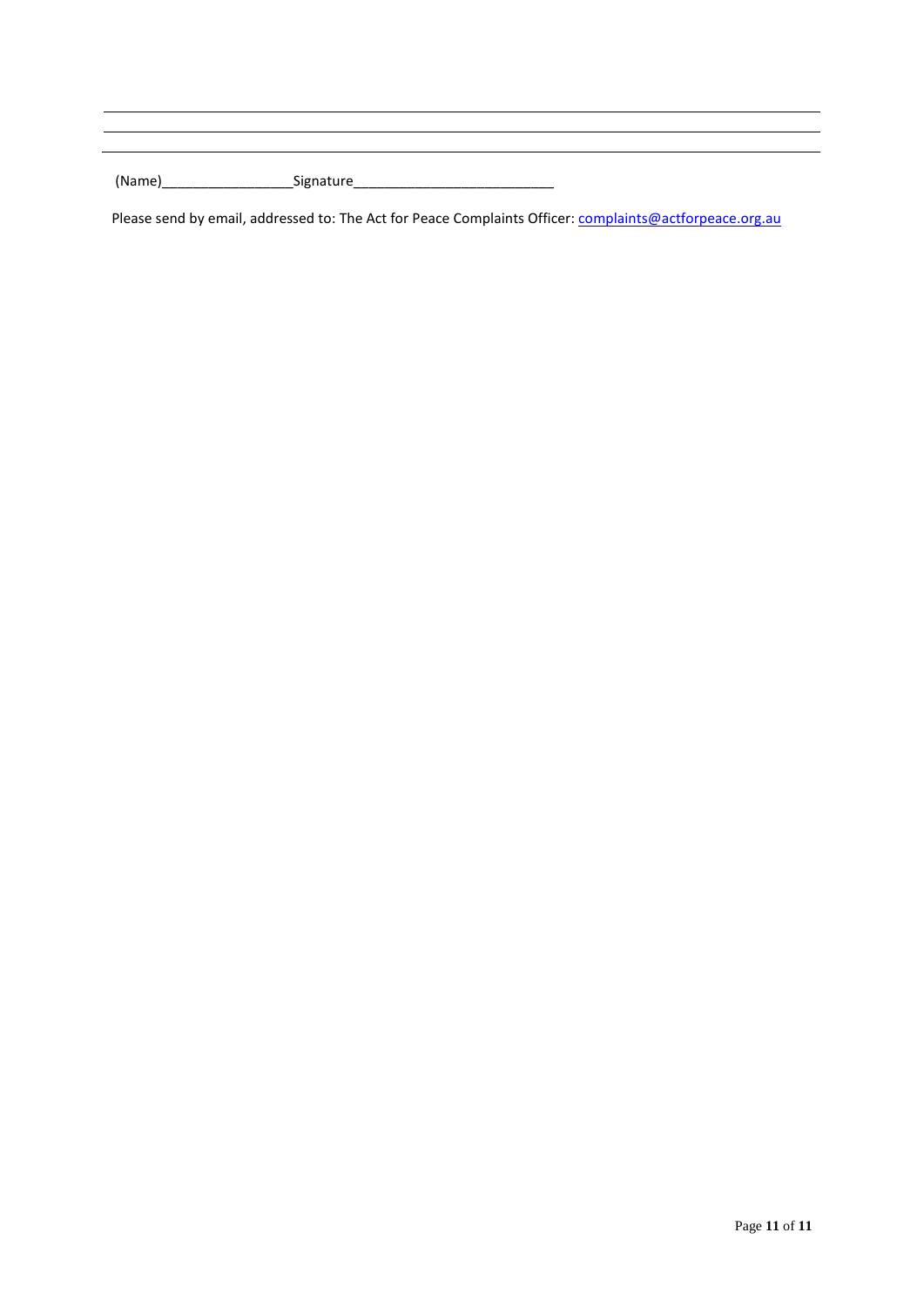\_\_\_\_\_\_\_\_\_\_\_\_\_\_\_\_\_\_\_\_\_\_\_\_\_\_\_\_\_\_\_\_\_\_\_\_\_\_\_\_\_\_\_\_\_\_\_\_\_\_\_\_\_\_\_\_\_\_\_\_\_\_\_\_\_\_\_\_\_\_\_\_\_\_\_\_\_\_

\_\_\_\_\_\_\_\_\_\_\_\_\_\_\_\_\_\_\_\_\_\_\_\_\_\_\_\_\_\_\_\_\_\_\_\_\_\_\_\_\_\_\_\_\_\_\_\_\_\_\_\_\_\_\_\_\_\_\_\_\_\_\_\_\_\_\_\_\_\_\_\_\_\_\_\_\_\_

\_\_\_\_\_\_\_\_\_\_\_\_\_\_\_\_\_\_\_\_\_\_\_\_\_\_\_\_\_\_\_\_\_\_\_\_\_\_\_\_\_\_\_\_\_\_\_\_\_\_\_\_\_\_\_\_\_\_\_\_\_\_\_\_\_\_\_\_\_\_\_\_\_\_\_\_\_\_

(Name)_________________Signature__________________________

Please send by email, addressed to: The Act for Peace Complaints Officer: complaints@actforpeace.org.au